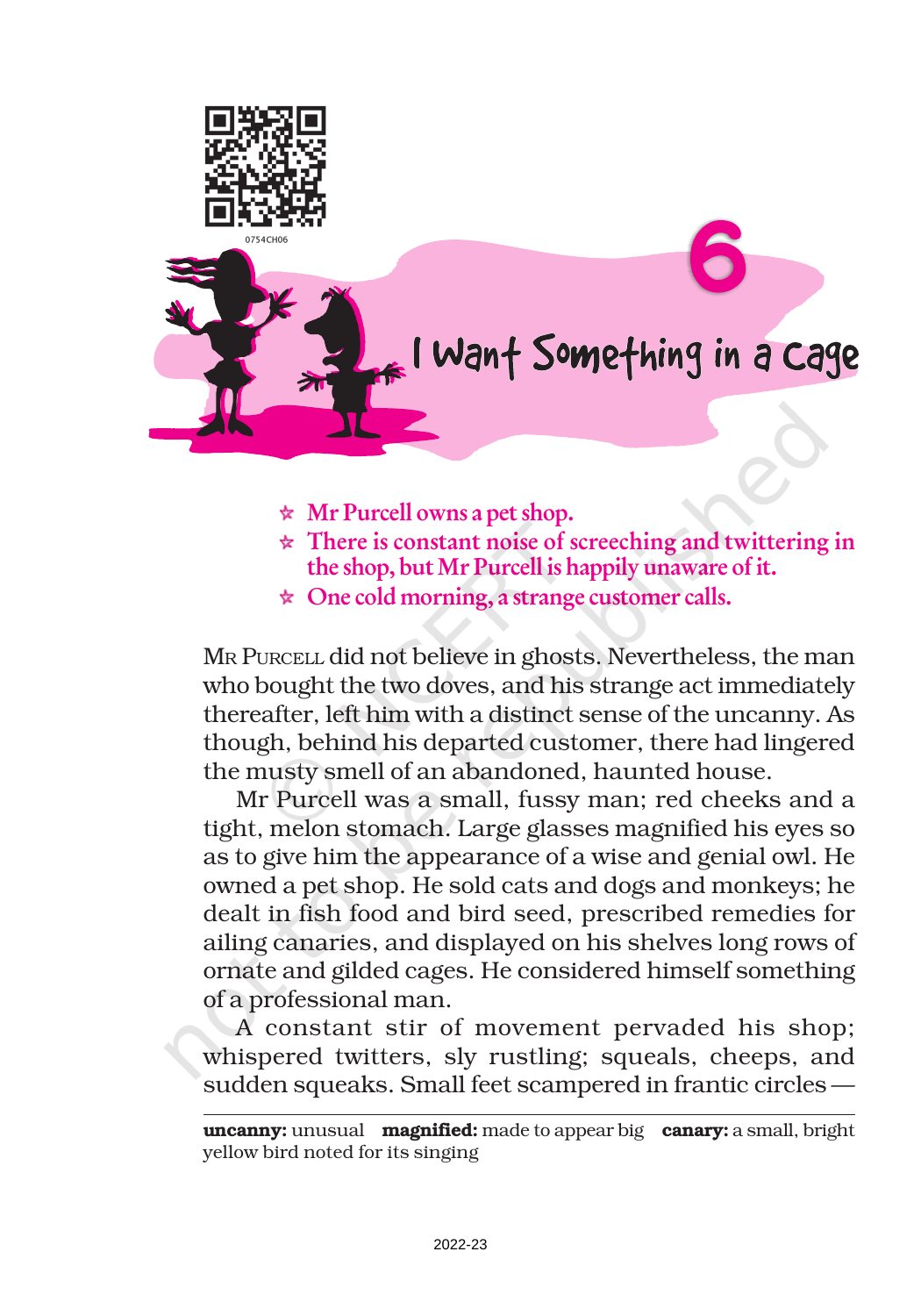# 6

# I Want Something in a Cage

- Mr Purcell owns a pet shop.
- There is constant noise of screeching and twittering in the shop, but Mr Purcell is happily unaware of it.
- One cold morning, a strange customer calls.

MR PURCELL did not believe in ghosts. Nevertheless, the man who bought the two doves, and his strange act immediately thereafter, left him with a distinct sense of the uncanny. As though, behind his departed customer, there had lingered the musty smell of an abandoned, haunted house.

Mr Purcell was a small, fussy man; red cheeks and a tight, melon stomach. Large glasses magnified his eyes so as to give him the appearance of a wise and genial owl. He owned a pet shop. He sold cats and dogs and monkeys; he dealt in fish food and bird seed, prescribed remedies for ailing canaries, and displayed on his shelves long rows of ornate and gilded cages. He considered himself something of a professional man.

A constant stir of movement pervaded his shop; whispered twitters, sly rustling; squeals, cheeps, and sudden squeaks. Small feet scampered in frantic circles —

---

**uncanny:** unusual **magnified:** made to appear big **canary:** a small, bright yellow bird noted for its singing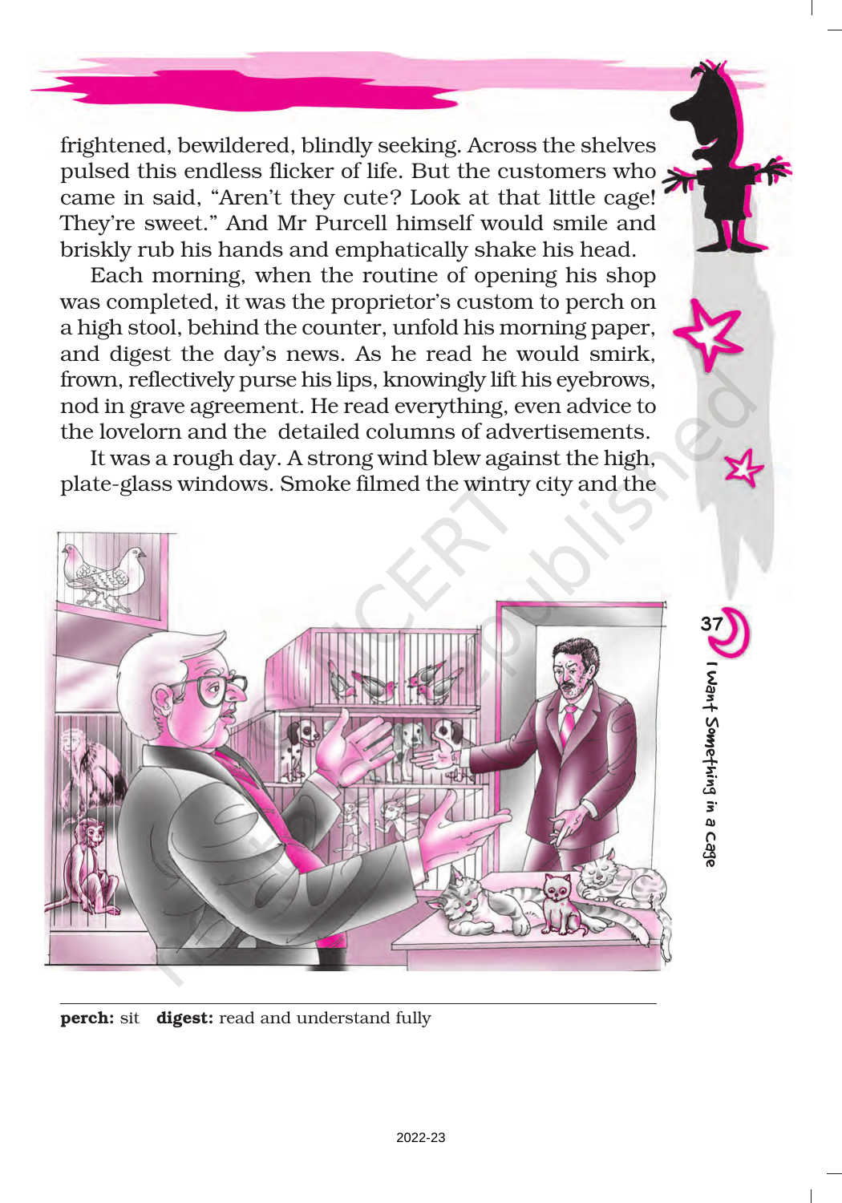frightened, bewildered, blindly seeking. Across the shelves pulsed this endless flicker of life. But the customers who came in said, "Aren't they cute? Look at that little cage! They're sweet." And Mr Purcell himself would smile and briskly rub his hands and emphatically shake his head.

Each morning, when the routine of opening his shop was completed, it was the proprietor's custom to perch on a high stool, behind the counter, unfold his morning paper, and digest the day's news. As he read he would smirk, frown, reflectively purse his lips, knowingly lift his eyebrows, nod in grave agreement. He read everything, even advice to the lovelorn and the detailed columns of advertisements.

It was a rough day. A strong wind blew against the high, plate-glass windows. Smoke filmed the wintry city and the

---

**perch:** sit **digest:** read and understand fully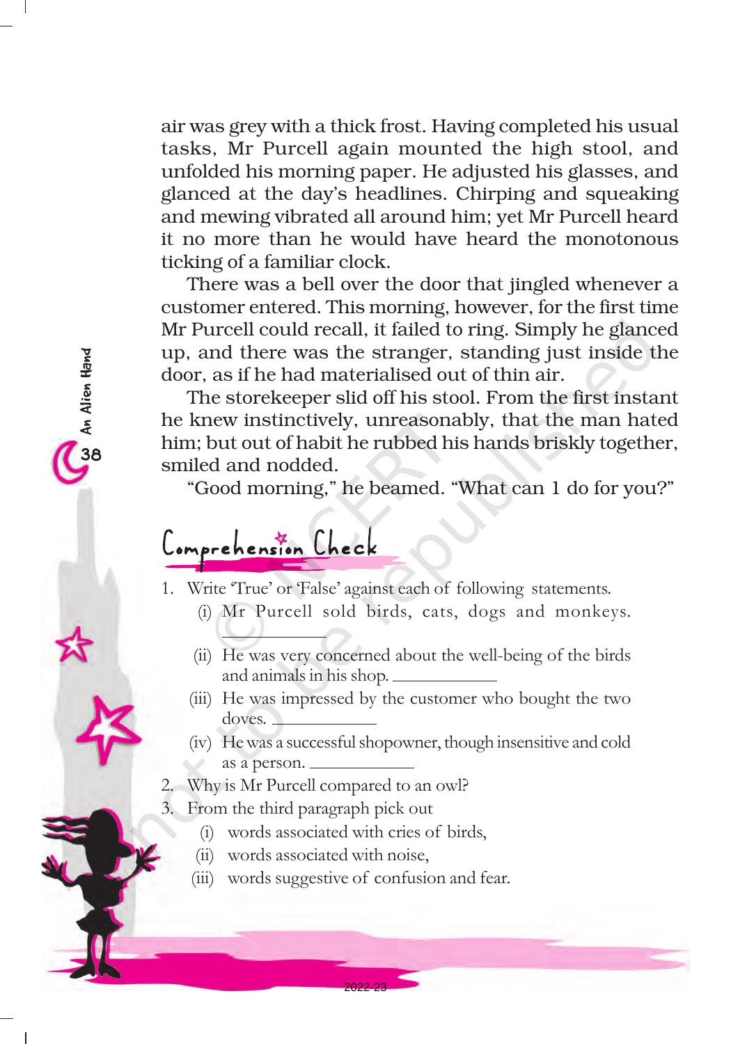air was grey with a thick frost. Having completed his usual tasks, Mr Purcell again mounted the high stool, and unfolded his morning paper. He adjusted his glasses, and glanced at the day's headlines. Chirping and squeaking and mewing vibrated all around him; yet Mr Purcell heard it no more than he would have heard the monotonous ticking of a familiar clock.

There was a bell over the door that jingled whenever a customer entered. This morning, however, for the first time Mr Purcell could recall, it failed to ring. Simply he glanced up, and there was the stranger, standing just inside the door, as if he had materialised out of thin air.

The storekeeper slid off his stool. From the first instant he knew instinctively, unreasonably, that the man hated him; but out of habit he rubbed his hands briskly together, smiled and nodded.

"Good morning," he beamed. "What can 1 do for you?"

## Comprehension Check

1. Write 'True' or 'False' against each of following statements.
   - (i) Mr Purcell sold birds, cats, dogs and monkeys. ____________
   - (ii) He was very concerned about the well-being of the birds and animals in his shop. ____________
   - (iii) He was impressed by the customer who bought the two doves. ____________
   - (iv) He was a successful shopowner, though insensitive and cold as a person. ____________
2. Why is Mr Purcell compared to an owl?
3. From the third paragraph pick out
   - (i) words associated with cries of birds,
   - (ii) words associated with noise,
   - (iii) words suggestive of confusion and fear.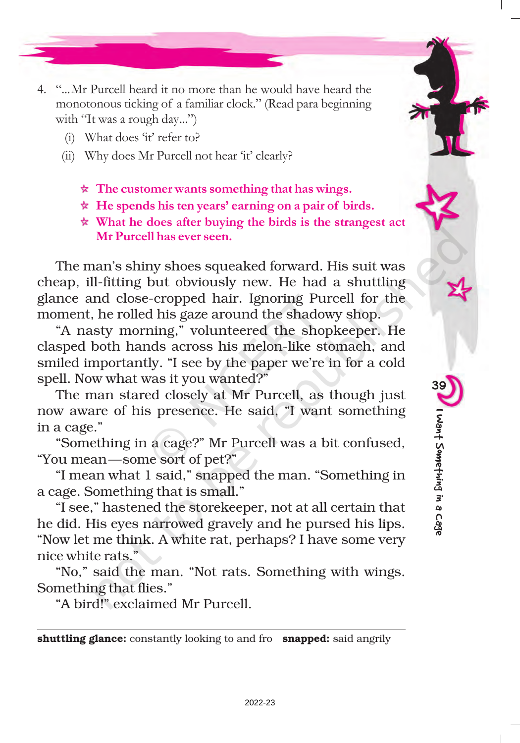4. "...Mr Purcell heard it no more than he would have heard the monotonous ticking of a familiar clock." (Read para beginning with "It was a rough day...")
   (i) What does 'it' refer to?
   (ii) Why does Mr Purcell not hear 'it' clearly?

- **The customer wants something that has wings.**
- **He spends his ten years' earning on a pair of birds.**
- **What he does after buying the birds is the strangest act Mr Purcell has ever seen.**

The man's shiny shoes squeaked forward. His suit was cheap, ill-fitting but obviously new. He had a shuttling glance and close-cropped hair. Ignoring Purcell for the moment, he rolled his gaze around the shadowy shop.

"A nasty morning," volunteered the shopkeeper. He clasped both hands across his melon-like stomach, and smiled importantly. "I see by the paper we're in for a cold spell. Now what was it you wanted?"

The man stared closely at Mr Purcell, as though just now aware of his presence. He said, "I want something in a cage."

"Something in a cage?" Mr Purcell was a bit confused, "You mean—some sort of pet?"

"I mean what 1 said," snapped the man. "Something in a cage. Something that is small."

"I see," hastened the storekeeper, not at all certain that he did. His eyes narrowed gravely and he pursed his lips. "Now let me think. A white rat, perhaps? I have some very nice white rats."

"No," said the man. "Not rats. Something with wings. Something that flies."

"A bird!" exclaimed Mr Purcell.

---

**shuttling glance:** constantly looking to and fro **snapped:** said angrily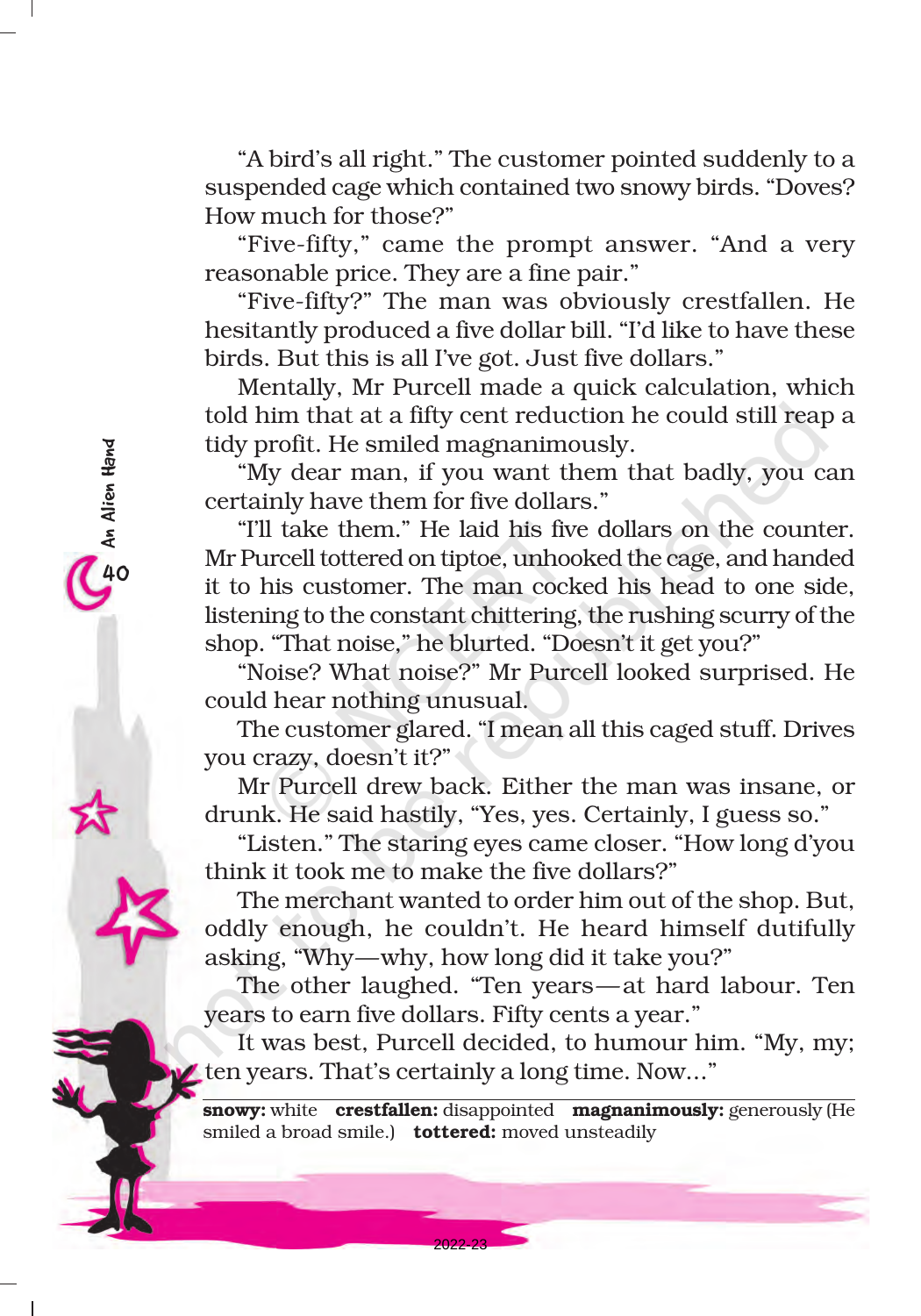"A bird's all right." The customer pointed suddenly to a suspended cage which contained two snowy birds. "Doves? How much for those?"

"Five-fifty," came the prompt answer. "And a very reasonable price. They are a fine pair."

"Five-fifty?" The man was obviously crestfallen. He hesitantly produced a five dollar bill. "I'd like to have these birds. But this is all I've got. Just five dollars."

Mentally, Mr Purcell made a quick calculation, which told him that at a fifty cent reduction he could still reap a tidy profit. He smiled magnanimously.

"My dear man, if you want them that badly, you can certainly have them for five dollars."

"I'll take them." He laid his five dollars on the counter. Mr Purcell tottered on tiptoe, unhooked the cage, and handed it to his customer. The man cocked his head to one side, listening to the constant chittering, the rushing scurry of the shop. "That noise," he blurted. "Doesn't it get you?"

"Noise? What noise?" Mr Purcell looked surprised. He could hear nothing unusual.

The customer glared. "I mean all this caged stuff. Drives you crazy, doesn't it?"

Mr Purcell drew back. Either the man was insane, or drunk. He said hastily, "Yes, yes. Certainly, I guess so."

"Listen." The staring eyes came closer. "How long d'you think it took me to make the five dollars?"

The merchant wanted to order him out of the shop. But, oddly enough, he couldn't. He heard himself dutifully asking, "Why—why, how long did it take you?"

The other laughed. "Ten years—at hard labour. Ten years to earn five dollars. Fifty cents a year."

It was best, Purcell decided, to humour him. "My, my; ten years. That's certainly a long time. Now..."

---

**snowy:** white **crestfallen:** disappointed **magnanimously:** generously (He smiled a broad smile.) **tottered:** moved unsteadily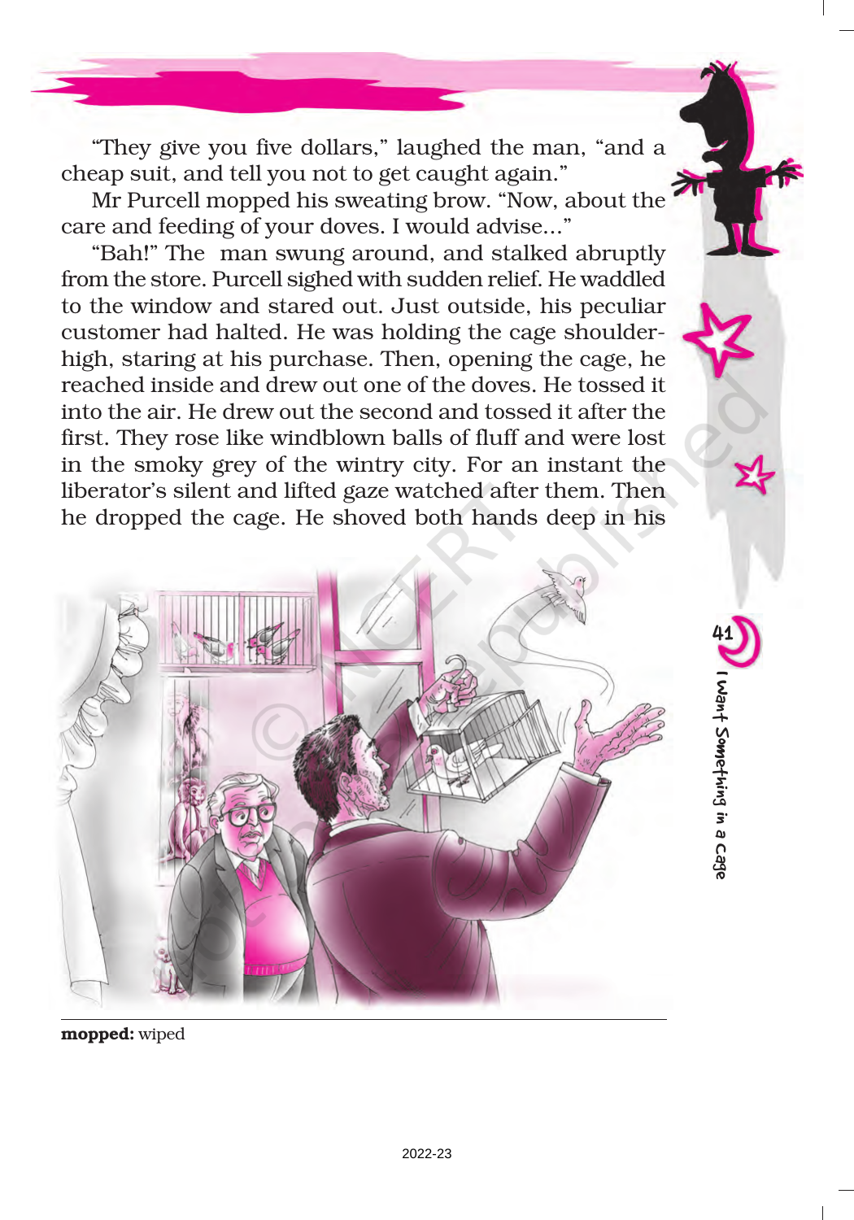"They give you five dollars," laughed the man, "and a cheap suit, and tell you not to get caught again."

Mr Purcell mopped his sweating brow. "Now, about the care and feeding of your doves. I would advise..."

"Bah!" The man swung around, and stalked abruptly from the store. Purcell sighed with sudden relief. He waddled to the window and stared out. Just outside, his peculiar customer had halted. He was holding the cage shoulder-high, staring at his purchase. Then, opening the cage, he reached inside and drew out one of the doves. He tossed it into the air. He drew out the second and tossed it after the first. They rose like windblown balls of fluff and were lost in the smoky grey of the wintry city. For an instant the liberator's silent and lifted gaze watched after them. Then he dropped the cage. He shoved both hands deep in his

**mopped:** wiped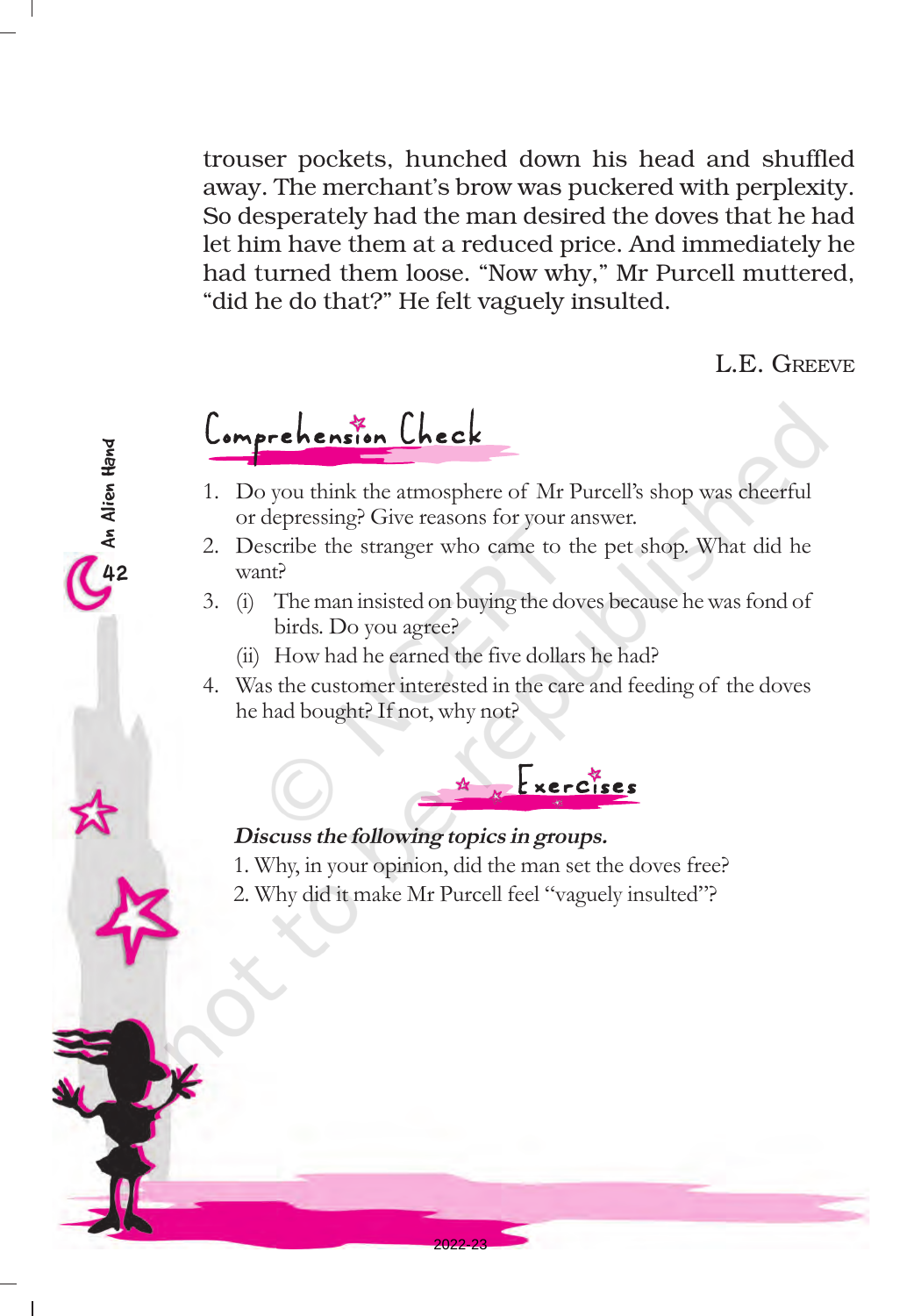trouser pockets, hunched down his head and shuffled away. The merchant's brow was puckered with perplexity. So desperately had the man desired the doves that he had let him have them at a reduced price. And immediately he had turned them loose. "Now why," Mr Purcell muttered, "did he do that?" He felt vaguely insulted.

L.E. GREEVE

## Comprehension Check

1. Do you think the atmosphere of Mr Purcell's shop was cheerful or depressing? Give reasons for your answer.
2. Describe the stranger who came to the pet shop. What did he want?
3. (i) The man insisted on buying the doves because he was fond of birds. Do you agree?
   (ii) How had he earned the five dollars he had?
4. Was the customer interested in the care and feeding of the doves he had bought? If not, why not?

## Exercises

***Discuss the following topics in groups.***

1. Why, in your opinion, did the man set the doves free?
2. Why did it make Mr Purcell feel "vaguely insulted"?